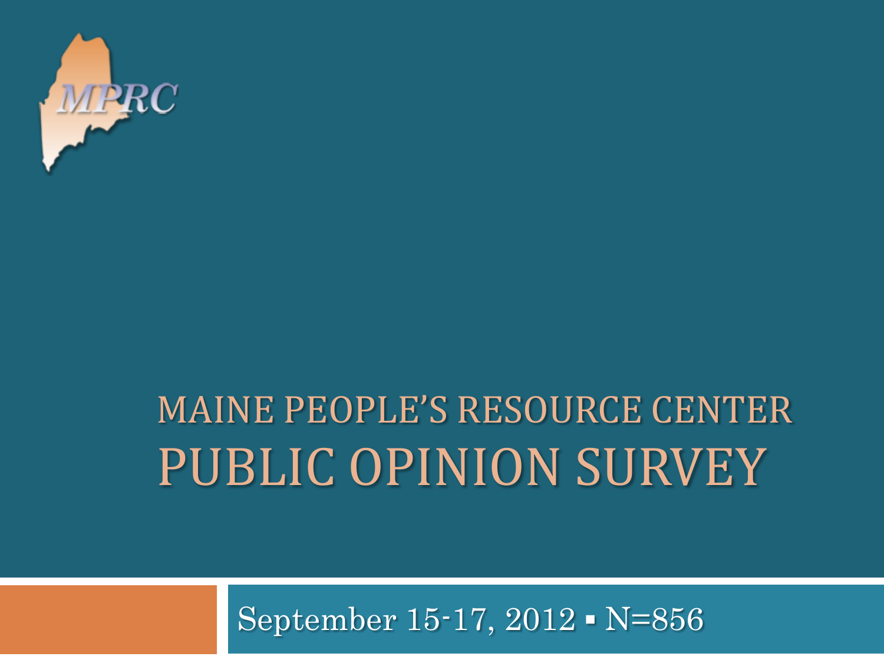MPRC

# MAINE PEOPLE'S RESOURCE CENTER PUBLIC OPINION SURVEY

September 15-17, 2012 ▪ N=856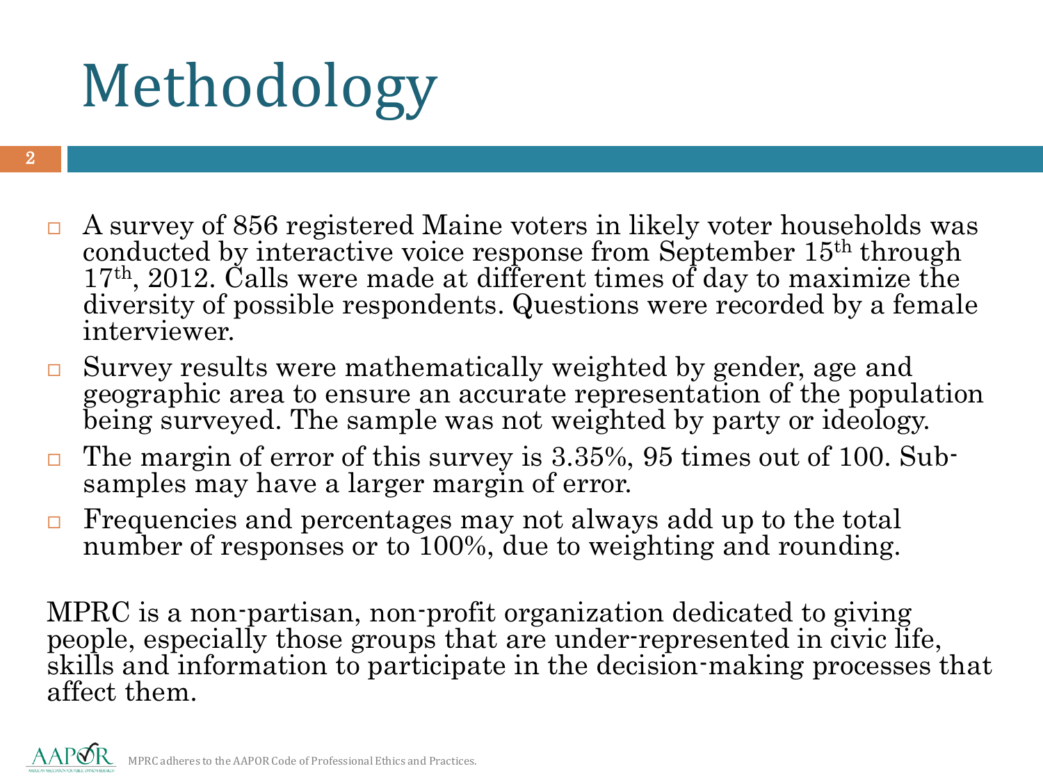# Methodology

- A survey of 856 registered Maine voters in likely voter households was conducted by interactive voice response from September 15th through 17th, 2012. Calls were made at different times of day to maximize the diversity of possible respondents. Questions were recorded by a female interviewer.
- Survey results were mathematically weighted by gender, age and geographic area to ensure an accurate representation of the population being surveyed. The sample was not weighted by party or ideology.
- The margin of error of this survey is 3.35%, 95 times out of 100. Sub-samples may have a larger margin of error.
- Frequencies and percentages may not always add up to the total number of responses or to 100%, due to weighting and rounding.

MPRC is a non-partisan, non-profit organization dedicated to giving people, especially those groups that are under-represented in civic life, skills and information to participate in the decision-making processes that affect them.

MPRC adheres to the AAPOR Code of Professional Ethics and Practices.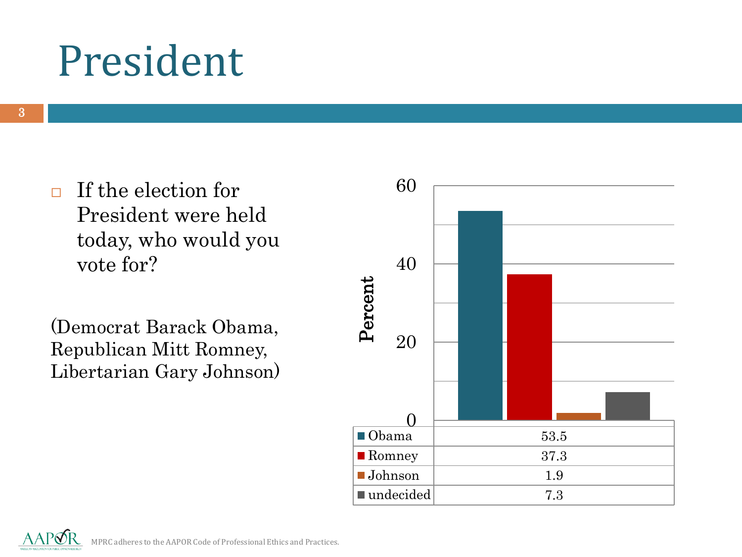# President

- If the election for President were held today, who would you vote for?

(Democrat Barack Obama, Republican Mitt Romney, Libertarian Gary Johnson)

| | Percent |
|---|---|
| Obama | 53.5 |
| Romney | 37.3 |
| Johnson | 1.9 |
| undecided | 7.3 |

MPRC adheres to the AAPOR Code of Professional Ethics and Practices.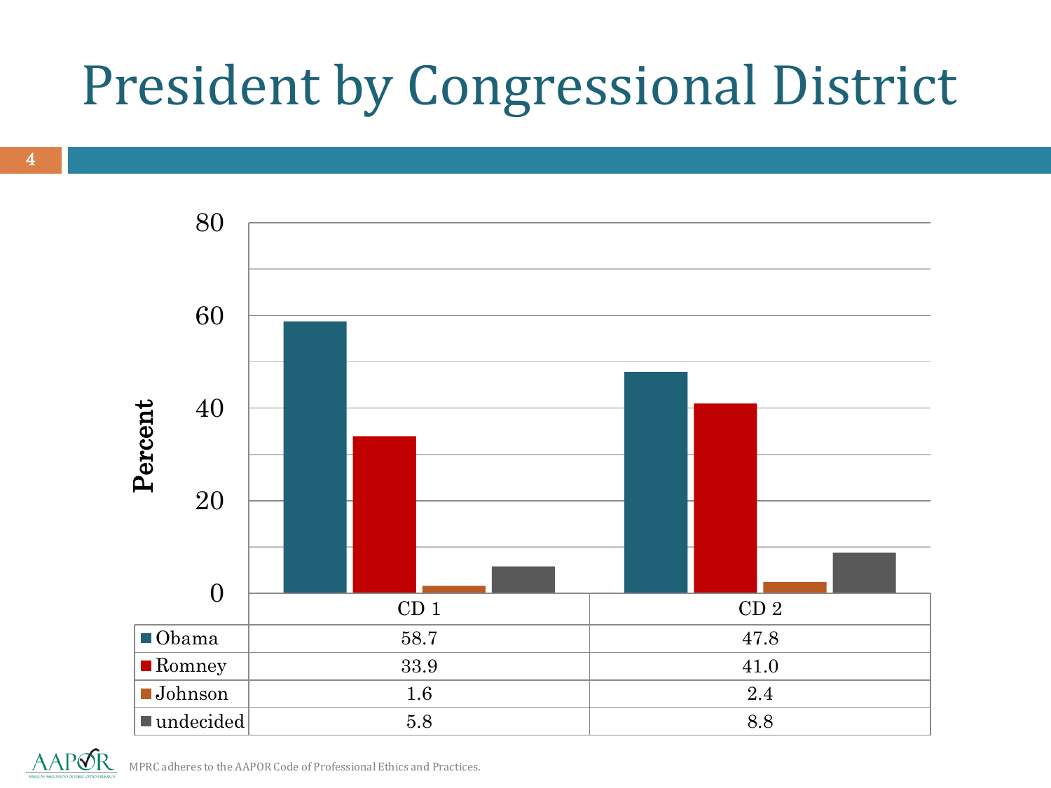# President by Congressional District

| | CD 1 | CD 2 |
|---|---|---|
| Obama | 58.7 | 47.8 |
| Romney | 33.9 | 41.0 |
| Johnson | 1.6 | 2.4 |
| undecided | 5.8 | 8.8 |

MPRC adheres to the AAPOR Code of Professional Ethics and Practices.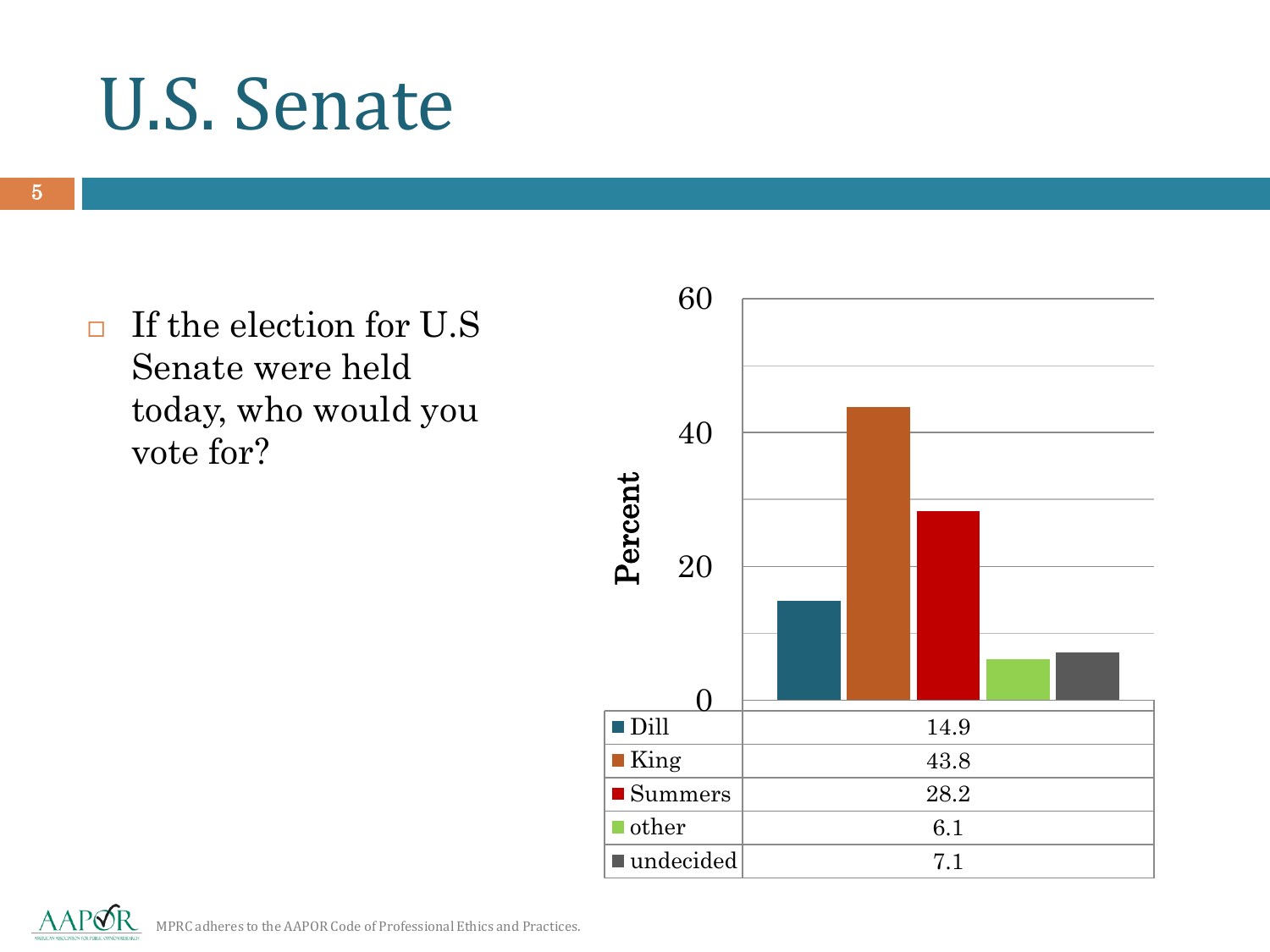# U.S. Senate

- If the election for U.S Senate were held today, who would you vote for?

| | Percent |
|---|---|
| Dill | 14.9 |
| King | 43.8 |
| Summers | 28.2 |
| other | 6.1 |
| undecided | 7.1 |

MPRC adheres to the AAPOR Code of Professional Ethics and Practices.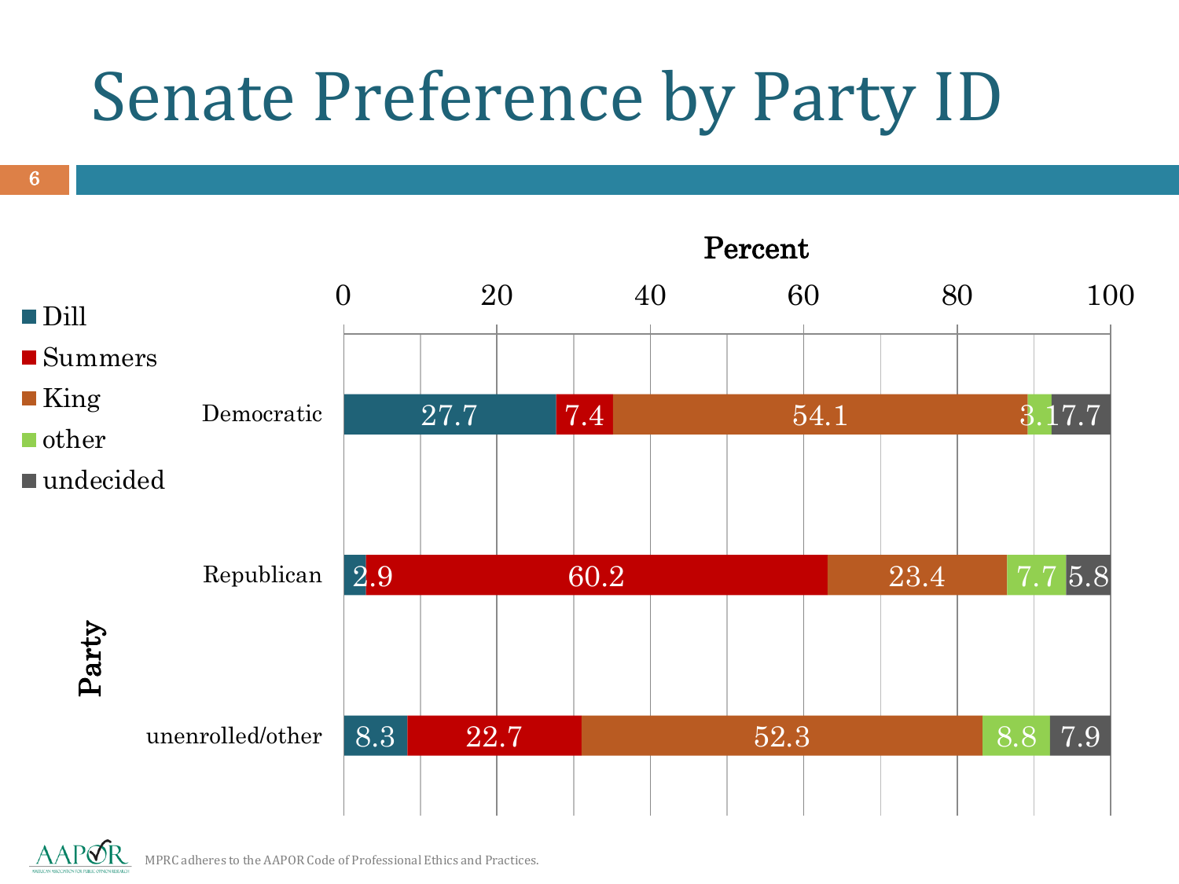# Senate Preference by Party ID

| Party | Dill | Summers | King | other | undecided |
|---|---|---|---|---|---|
| Democratic | 27.7 | 7.4 | 54.1 | 3.1 | 7.7 |
| Republican | 2.9 | 60.2 | 23.4 | 7.7 | 5.8 |
| unenrolled/other | 8.3 | 22.7 | 52.3 | 8.8 | 7.9 |

Percent

MPRC adheres to the AAPOR Code of Professional Ethics and Practices.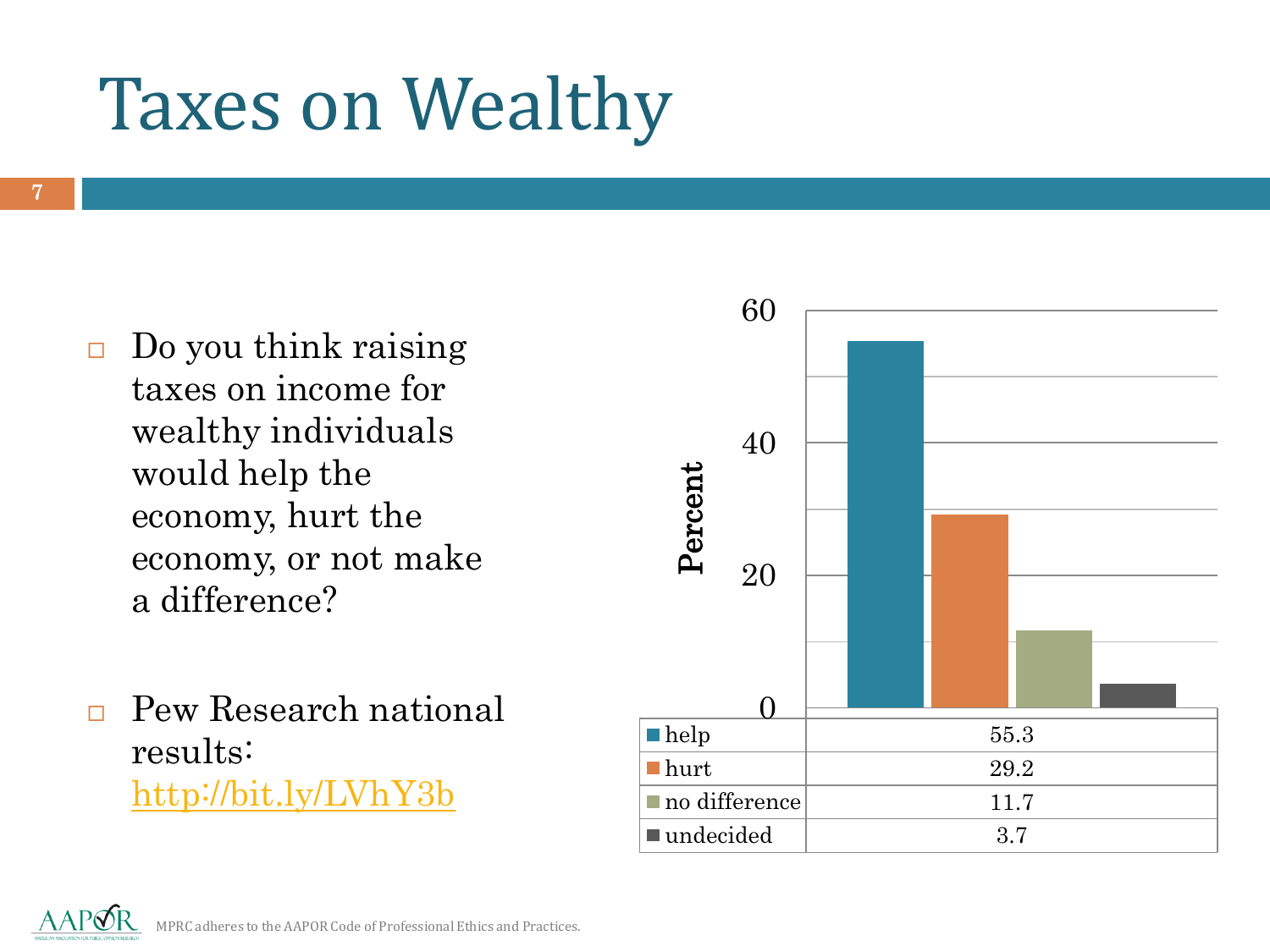# Taxes on Wealthy

- Do you think raising taxes on income for wealthy individuals would help the economy, hurt the economy, or not make a difference?
- Pew Research national results: http://bit.ly/LVhY3b

| Response | Percent |
| --- | --- |
| help | 55.3 |
| hurt | 29.2 |
| no difference | 11.7 |
| undecided | 3.7 |

MPRC adheres to the AAPOR Code of Professional Ethics and Practices.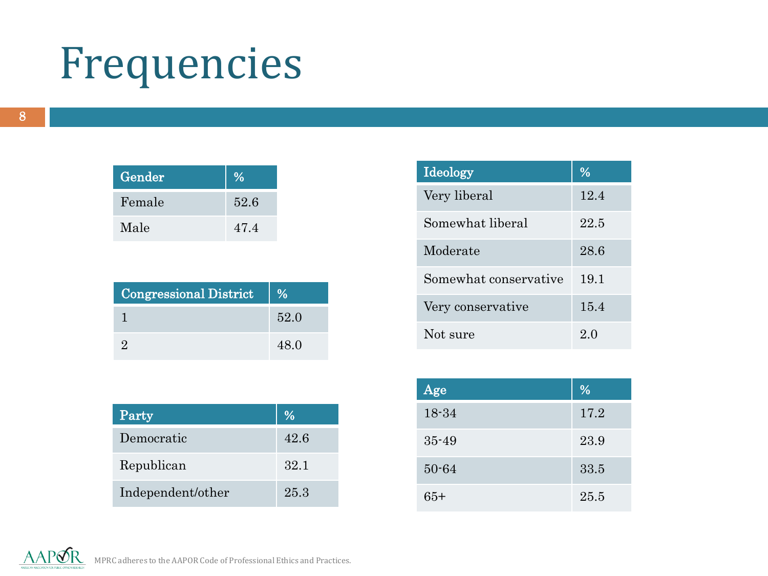# Frequencies

| Gender | % |
| --- | --- |
| Female | 52.6 |
| Male | 47.4 |

| Congressional District | % |
| --- | --- |
| 1 | 52.0 |
| 2 | 48.0 |

| Party | % |
| --- | --- |
| Democratic | 42.6 |
| Republican | 32.1 |
| Independent/other | 25.3 |

| Ideology | % |
| --- | --- |
| Very liberal | 12.4 |
| Somewhat liberal | 22.5 |
| Moderate | 28.6 |
| Somewhat conservative | 19.1 |
| Very conservative | 15.4 |
| Not sure | 2.0 |

| Age | % |
| --- | --- |
| 18-34 | 17.2 |
| 35-49 | 23.9 |
| 50-64 | 33.5 |
| 65+ | 25.5 |

MPRC adheres to the AAPOR Code of Professional Ethics and Practices.